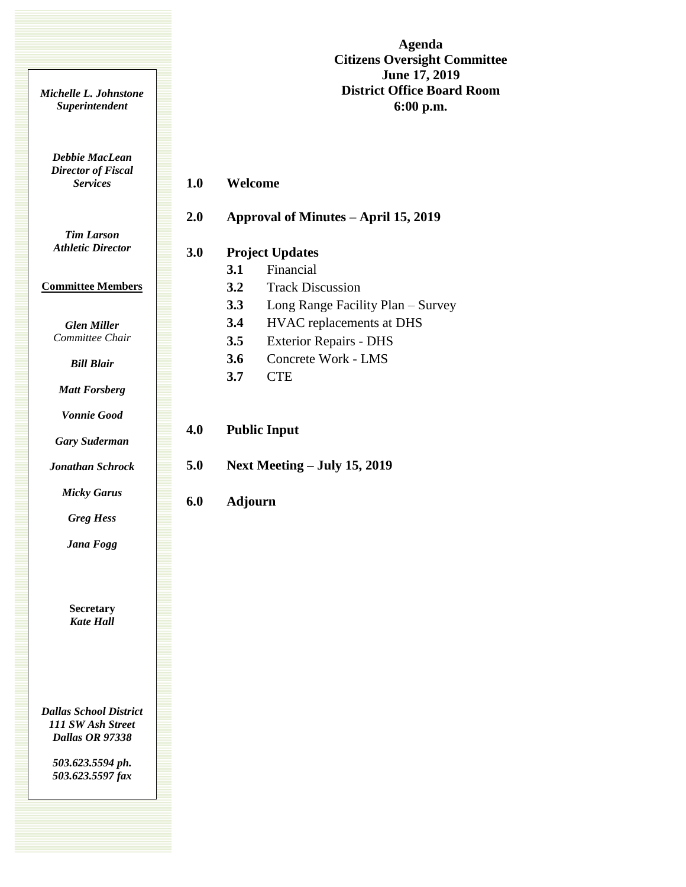# Agenda
## Citizens Oversight Committee
## June 17, 2019
## District Office Board Room
## 6:00 p.m.

***Michelle L. Johnstone***
***Superintendent***

***Debbie MacLean***
***Director of Fiscal Services***

***Tim Larson***
***Athletic Director***

**Committee Members**

***Glen Miller***
*Committee Chair*

***Bill Blair***

***Matt Forsberg***

***Vonnie Good***

***Gary Suderman***

***Jonathan Schrock***

***Micky Garus***

***Greg Hess***

***Jana Fogg***

**Secretary**
***Kate Hall***

***Dallas School District***
***111 SW Ash Street***
***Dallas OR 97338***

***503.623.5594 ph.***
***503.623.5597 fax***

**1.0 Welcome**

**2.0 Approval of Minutes – April 15, 2019**

**3.0 Project Updates**

- **3.1** Financial
- **3.2** Track Discussion
- **3.3** Long Range Facility Plan – Survey
- **3.4** HVAC replacements at DHS
- **3.5** Exterior Repairs - DHS
- **3.6** Concrete Work - LMS
- **3.7** CTE

**4.0 Public Input**

**5.0 Next Meeting – July 15, 2019**

**6.0 Adjourn**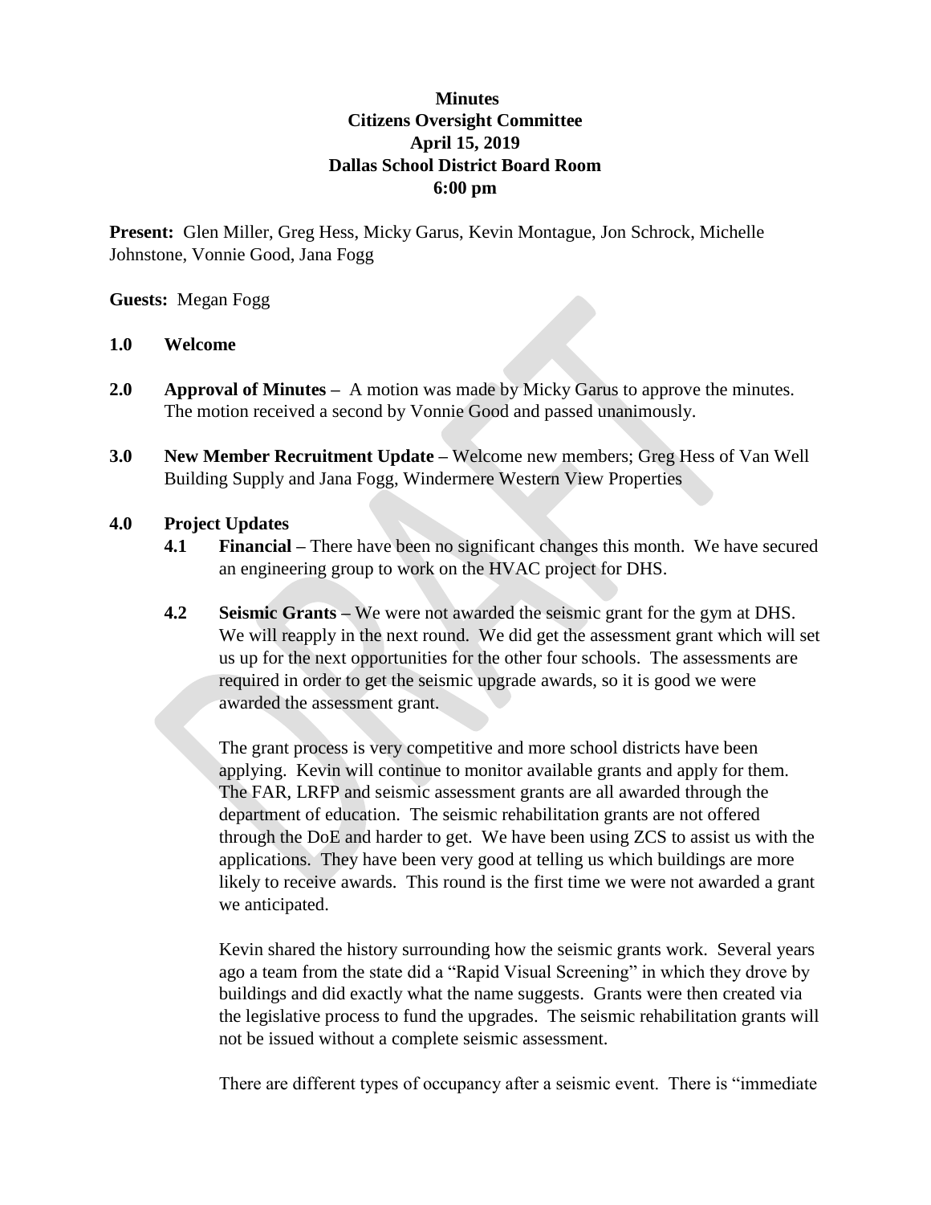**Minutes**
**Citizens Oversight Committee**
**April 15, 2019**
**Dallas School District Board Room**
**6:00 pm**

**Present:** Glen Miller, Greg Hess, Micky Garus, Kevin Montague, Jon Schrock, Michelle Johnstone, Vonnie Good, Jana Fogg

**Guests:** Megan Fogg

**1.0 Welcome**

**2.0 Approval of Minutes –** A motion was made by Micky Garus to approve the minutes. The motion received a second by Vonnie Good and passed unanimously.

**3.0 New Member Recruitment Update –** Welcome new members; Greg Hess of Van Well Building Supply and Jana Fogg, Windermere Western View Properties

**4.0 Project Updates**

**4.1 Financial –** There have been no significant changes this month. We have secured an engineering group to work on the HVAC project for DHS.

**4.2 Seismic Grants –** We were not awarded the seismic grant for the gym at DHS. We will reapply in the next round. We did get the assessment grant which will set us up for the next opportunities for the other four schools. The assessments are required in order to get the seismic upgrade awards, so it is good we were awarded the assessment grant.

The grant process is very competitive and more school districts have been applying. Kevin will continue to monitor available grants and apply for them. The FAR, LRFP and seismic assessment grants are all awarded through the department of education. The seismic rehabilitation grants are not offered through the DoE and harder to get. We have been using ZCS to assist us with the applications. They have been very good at telling us which buildings are more likely to receive awards. This round is the first time we were not awarded a grant we anticipated.

Kevin shared the history surrounding how the seismic grants work. Several years ago a team from the state did a "Rapid Visual Screening" in which they drove by buildings and did exactly what the name suggests. Grants were then created via the legislative process to fund the upgrades. The seismic rehabilitation grants will not be issued without a complete seismic assessment.

There are different types of occupancy after a seismic event. There is "immediate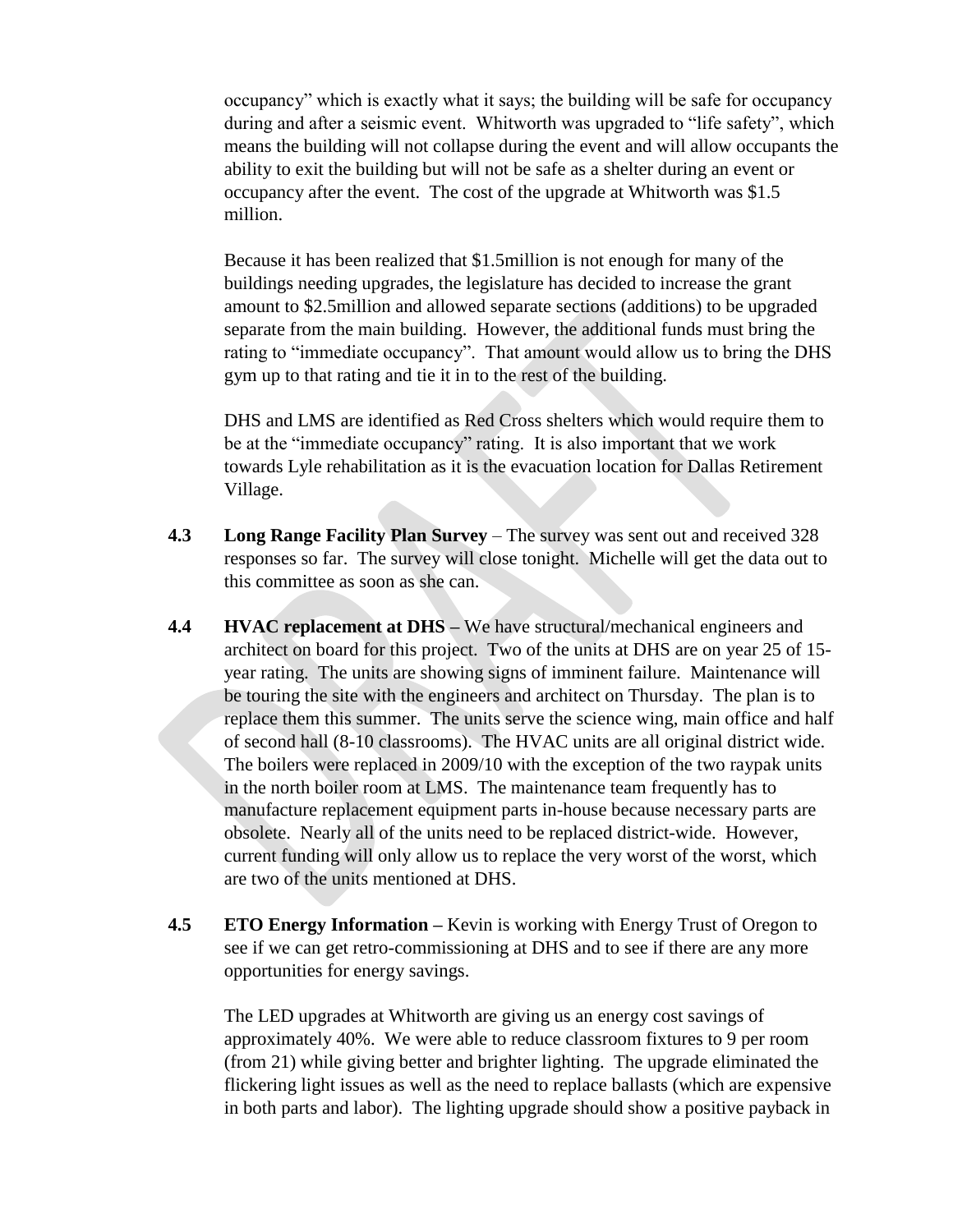occupancy" which is exactly what it says; the building will be safe for occupancy during and after a seismic event. Whitworth was upgraded to "life safety", which means the building will not collapse during the event and will allow occupants the ability to exit the building but will not be safe as a shelter during an event or occupancy after the event. The cost of the upgrade at Whitworth was $1.5 million.

Because it has been realized that $1.5million is not enough for many of the buildings needing upgrades, the legislature has decided to increase the grant amount to $2.5million and allowed separate sections (additions) to be upgraded separate from the main building. However, the additional funds must bring the rating to "immediate occupancy". That amount would allow us to bring the DHS gym up to that rating and tie it in to the rest of the building.

DHS and LMS are identified as Red Cross shelters which would require them to be at the "immediate occupancy" rating. It is also important that we work towards Lyle rehabilitation as it is the evacuation location for Dallas Retirement Village.

**4.3 Long Range Facility Plan Survey** – The survey was sent out and received 328 responses so far. The survey will close tonight. Michelle will get the data out to this committee as soon as she can.

**4.4 HVAC replacement at DHS –** We have structural/mechanical engineers and architect on board for this project. Two of the units at DHS are on year 25 of 15-year rating. The units are showing signs of imminent failure. Maintenance will be touring the site with the engineers and architect on Thursday. The plan is to replace them this summer. The units serve the science wing, main office and half of second hall (8-10 classrooms). The HVAC units are all original district wide. The boilers were replaced in 2009/10 with the exception of the two raypak units in the north boiler room at LMS. The maintenance team frequently has to manufacture replacement equipment parts in-house because necessary parts are obsolete. Nearly all of the units need to be replaced district-wide. However, current funding will only allow us to replace the very worst of the worst, which are two of the units mentioned at DHS.

**4.5 ETO Energy Information –** Kevin is working with Energy Trust of Oregon to see if we can get retro-commissioning at DHS and to see if there are any more opportunities for energy savings.

The LED upgrades at Whitworth are giving us an energy cost savings of approximately 40%. We were able to reduce classroom fixtures to 9 per room (from 21) while giving better and brighter lighting. The upgrade eliminated the flickering light issues as well as the need to replace ballasts (which are expensive in both parts and labor). The lighting upgrade should show a positive payback in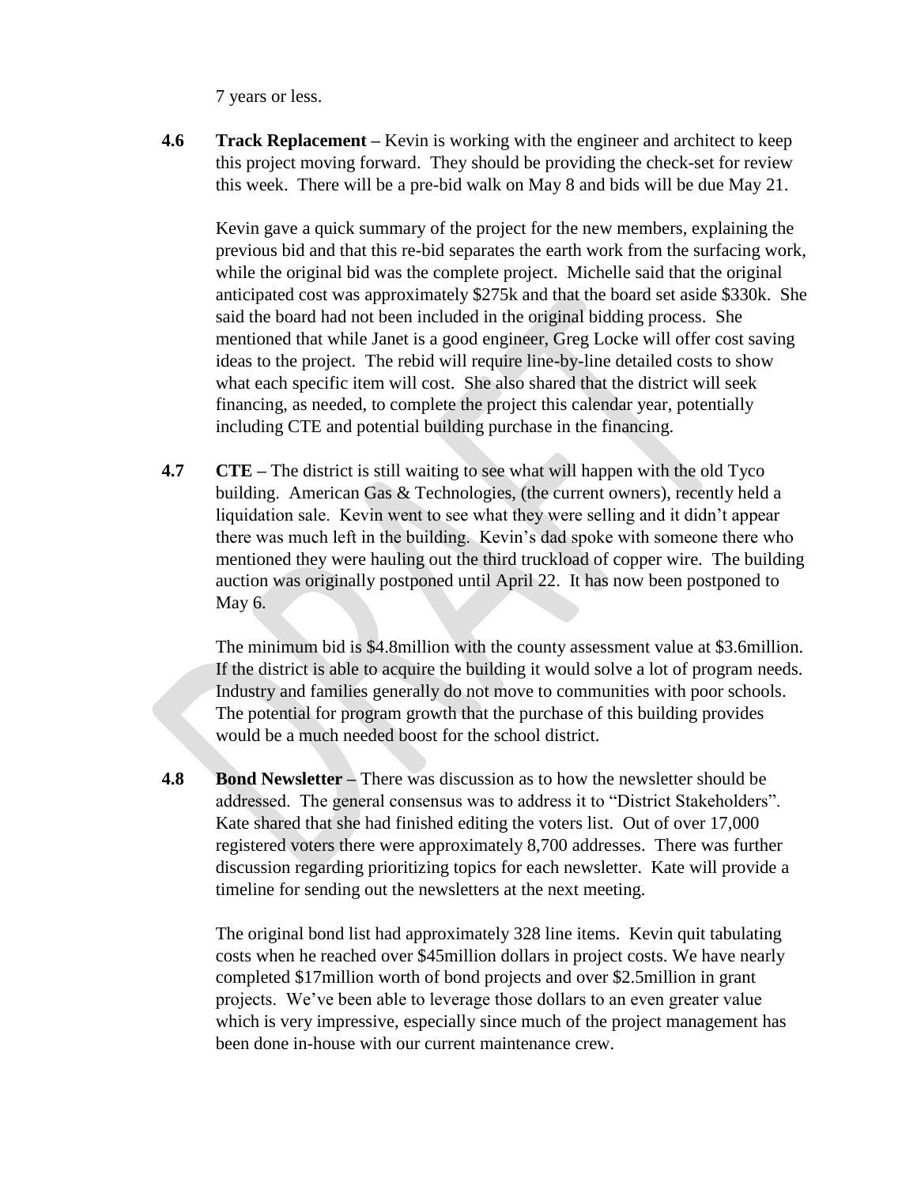7 years or less.

**4.6 Track Replacement –** Kevin is working with the engineer and architect to keep this project moving forward. They should be providing the check-set for review this week. There will be a pre-bid walk on May 8 and bids will be due May 21.

Kevin gave a quick summary of the project for the new members, explaining the previous bid and that this re-bid separates the earth work from the surfacing work, while the original bid was the complete project. Michelle said that the original anticipated cost was approximately $275k and that the board set aside $330k. She said the board had not been included in the original bidding process. She mentioned that while Janet is a good engineer, Greg Locke will offer cost saving ideas to the project. The rebid will require line-by-line detailed costs to show what each specific item will cost. She also shared that the district will seek financing, as needed, to complete the project this calendar year, potentially including CTE and potential building purchase in the financing.

**4.7 CTE –** The district is still waiting to see what will happen with the old Tyco building. American Gas & Technologies, (the current owners), recently held a liquidation sale. Kevin went to see what they were selling and it didn't appear there was much left in the building. Kevin's dad spoke with someone there who mentioned they were hauling out the third truckload of copper wire. The building auction was originally postponed until April 22. It has now been postponed to May 6.

The minimum bid is $4.8million with the county assessment value at $3.6million. If the district is able to acquire the building it would solve a lot of program needs. Industry and families generally do not move to communities with poor schools. The potential for program growth that the purchase of this building provides would be a much needed boost for the school district.

**4.8 Bond Newsletter –** There was discussion as to how the newsletter should be addressed. The general consensus was to address it to "District Stakeholders". Kate shared that she had finished editing the voters list. Out of over 17,000 registered voters there were approximately 8,700 addresses. There was further discussion regarding prioritizing topics for each newsletter. Kate will provide a timeline for sending out the newsletters at the next meeting.

The original bond list had approximately 328 line items. Kevin quit tabulating costs when he reached over $45million dollars in project costs. We have nearly completed $17million worth of bond projects and over $2.5million in grant projects. We've been able to leverage those dollars to an even greater value which is very impressive, especially since much of the project management has been done in-house with our current maintenance crew.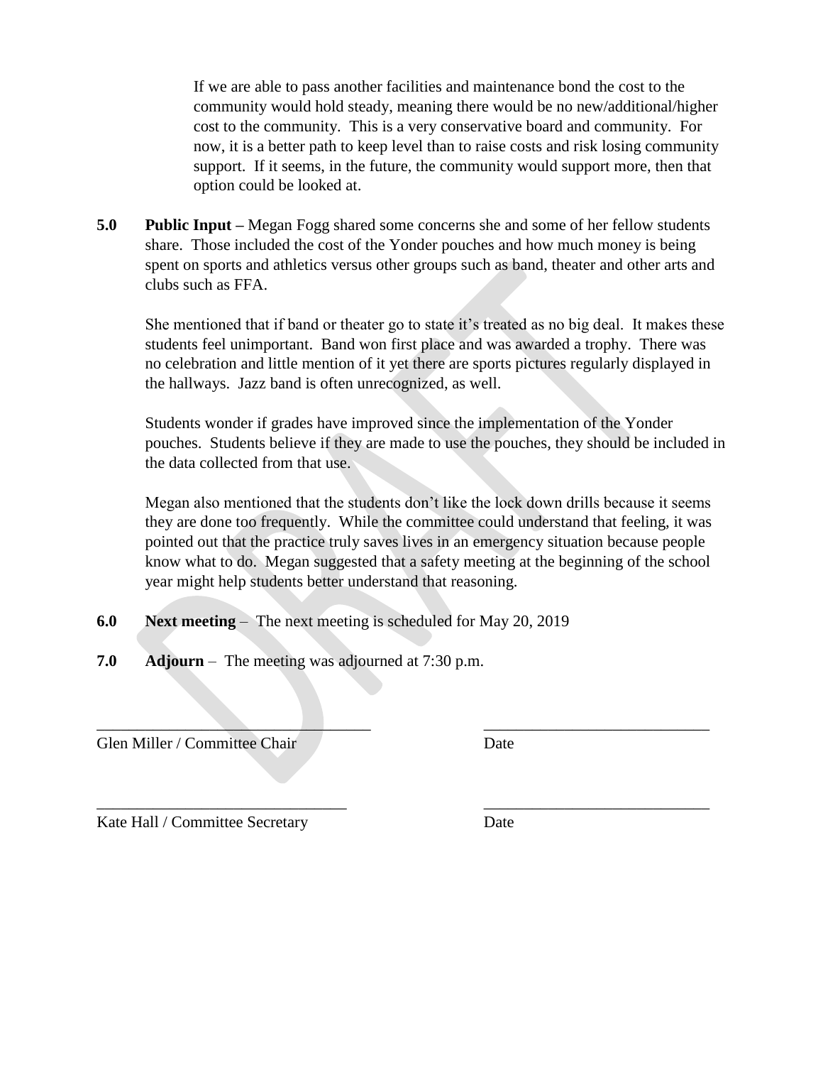If we are able to pass another facilities and maintenance bond the cost to the community would hold steady, meaning there would be no new/additional/higher cost to the community. This is a very conservative board and community. For now, it is a better path to keep level than to raise costs and risk losing community support. If it seems, in the future, the community would support more, then that option could be looked at.

**5.0 Public Input –** Megan Fogg shared some concerns she and some of her fellow students share. Those included the cost of the Yonder pouches and how much money is being spent on sports and athletics versus other groups such as band, theater and other arts and clubs such as FFA.

She mentioned that if band or theater go to state it's treated as no big deal. It makes these students feel unimportant. Band won first place and was awarded a trophy. There was no celebration and little mention of it yet there are sports pictures regularly displayed in the hallways. Jazz band is often unrecognized, as well.

Students wonder if grades have improved since the implementation of the Yonder pouches. Students believe if they are made to use the pouches, they should be included in the data collected from that use.

Megan also mentioned that the students don't like the lock down drills because it seems they are done too frequently. While the committee could understand that feeling, it was pointed out that the practice truly saves lives in an emergency situation because people know what to do. Megan suggested that a safety meeting at the beginning of the school year might help students better understand that reasoning.

**6.0 Next meeting** – The next meeting is scheduled for May 20, 2019

**7.0 Adjourn** – The meeting was adjourned at 7:30 p.m.

\_\_\_\_\_\_\_\_\_\_\_\_\_\_\_\_\_\_\_\_\_\_\_\_\_\_\_\_\_\_\_\_\_\_ \_\_\_\_\_\_\_\_\_\_\_\_\_\_\_\_\_\_\_\_\_\_\_\_\_\_\_\_\_\_

Glen Miller / Committee Chair Date

\_\_\_\_\_\_\_\_\_\_\_\_\_\_\_\_\_\_\_\_\_\_\_\_\_\_\_\_\_\_\_\_\_\_ \_\_\_\_\_\_\_\_\_\_\_\_\_\_\_\_\_\_\_\_\_\_\_\_\_\_\_\_\_\_

Kate Hall / Committee Secretary Date